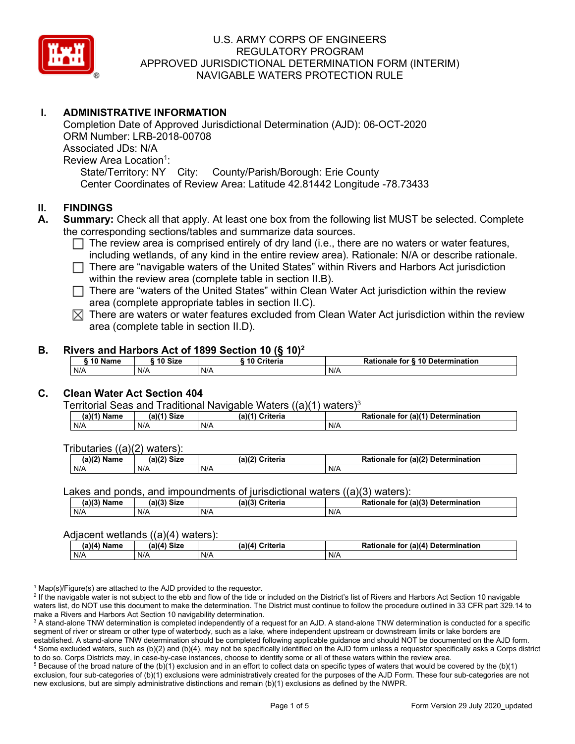# U.S. ARMY CORPS OF ENGINEERS
# REGULATORY PROGRAM
# APPROVED JURISDICTIONAL DETERMINATION FORM (INTERIM)
# NAVIGABLE WATERS PROTECTION RULE

## I. ADMINISTRATIVE INFORMATION

Completion Date of Approved Jurisdictional Determination (AJD): 06-OCT-2020
ORM Number: LRB-2018-00708
Associated JDs: N/A
Review Area Location[1]:
State/Territory: NY City: County/Parish/Borough: Erie County
Center Coordinates of Review Area: Latitude 42.81442 Longitude -78.73433

## II. FINDINGS

**A. Summary:** Check all that apply. At least one box from the following list MUST be selected. Complete the corresponding sections/tables and summarize data sources.

- ☐ The review area is comprised entirely of dry land (i.e., there are no waters or water features, including wetlands, of any kind in the entire review area). Rationale: N/A or describe rationale.
- ☐ There are "navigable waters of the United States" within Rivers and Harbors Act jurisdiction within the review area (complete table in section II.B).
- ☐ There are "waters of the United States" within Clean Water Act jurisdiction within the review area (complete appropriate tables in section II.C).
- ☒ There are waters or water features excluded from Clean Water Act jurisdiction within the review area (complete table in section II.D).

**B. Rivers and Harbors Act of 1899 Section 10 (§ 10)[2]**

| § 10 Name | § 10 Size | § 10 Criteria | Rationale for § 10 Determination |
|---|---|---|---|
| N/A | N/A | N/A | N/A |

**C. Clean Water Act Section 404**

Territorial Seas and Traditional Navigable Waters ((a)(1) waters)[3]

| (a)(1) Name | (a)(1) Size | (a)(1) Criteria | Rationale for (a)(1) Determination |
|---|---|---|---|
| N/A | N/A | N/A | N/A |

Tributaries ((a)(2) waters):

| (a)(2) Name | (a)(2) Size | (a)(2) Criteria | Rationale for (a)(2) Determination |
|---|---|---|---|
| N/A | N/A | N/A | N/A |

Lakes and ponds, and impoundments of jurisdictional waters ((a)(3) waters):

| (a)(3) Name | (a)(3) Size | (a)(3) Criteria | Rationale for (a)(3) Determination |
|---|---|---|---|
| N/A | N/A | N/A | N/A |

Adjacent wetlands ((a)(4) waters):

| (a)(4) Name | (a)(4) Size | (a)(4) Criteria | Rationale for (a)(4) Determination |
|---|---|---|---|
| N/A | N/A | N/A | N/A |

[1] Map(s)/Figure(s) are attached to the AJD provided to the requestor.
[2] If the navigable water is not subject to the ebb and flow of the tide or included on the District's list of Rivers and Harbors Act Section 10 navigable waters list, do NOT use this document to make the determination. The District must continue to follow the procedure outlined in 33 CFR part 329.14 to make a Rivers and Harbors Act Section 10 navigability determination.
[3] A stand-alone TNW determination is completed independently of a request for an AJD. A stand-alone TNW determination is conducted for a specific segment of river or stream or other type of waterbody, such as a lake, where independent upstream or downstream limits or lake borders are established. A stand-alone TNW determination should be completed following applicable guidance and should NOT be documented on the AJD form.
[4] Some excluded waters, such as (b)(2) and (b)(4), may not be specifically identified on the AJD form unless a requestor specifically asks a Corps district to do so. Corps Districts may, in case-by-case instances, choose to identify some or all of these waters within the review area.
[5] Because of the broad nature of the (b)(1) exclusion and in an effort to collect data on specific types of waters that would be covered by the (b)(1) exclusion, four sub-categories of (b)(1) exclusions were administratively created for the purposes of the AJD Form. These four sub-categories are not new exclusions, but are simply administrative distinctions and remain (b)(1) exclusions as defined by the NWPR.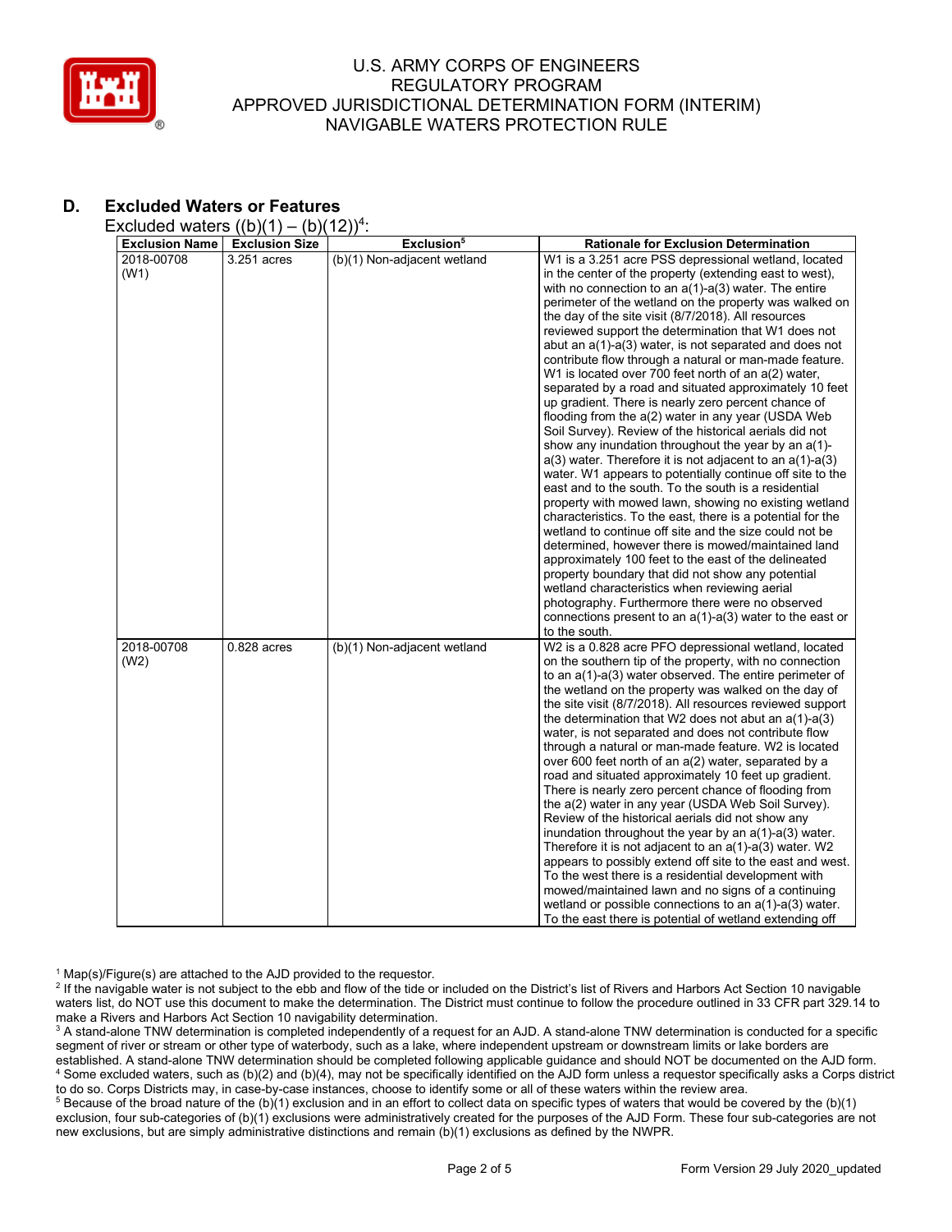## D. Excluded Waters or Features

Excluded waters ((b)(1) – (b)(12))[4]:

| Exclusion Name | Exclusion Size | Exclusion[5] | Rationale for Exclusion Determination |
| --- | --- | --- | --- |
| 2018-00708 (W1) | 3.251 acres | (b)(1) Non-adjacent wetland | W1 is a 3.251 acre PSS depressional wetland, located in the center of the property (extending east to west), with no connection to an a(1)-a(3) water. The entire perimeter of the wetland on the property was walked on the day of the site visit (8/7/2018). All resources reviewed support the determination that W1 does not abut an a(1)-a(3) water, is not separated and does not contribute flow through a natural or man-made feature. W1 is located over 700 feet north of an a(2) water, separated by a road and situated approximately 10 feet up gradient. There is nearly zero percent chance of flooding from the a(2) water in any year (USDA Web Soil Survey). Review of the historical aerials did not show any inundation throughout the year by an a(1)-a(3) water. Therefore it is not adjacent to an a(1)-a(3) water. W1 appears to potentially continue off site to the east and to the south. To the south is a residential property with mowed lawn, showing no existing wetland characteristics. To the east, there is a potential for the wetland to continue off site and the size could not be determined, however there is mowed/maintained land approximately 100 feet to the east of the delineated property boundary that did not show any potential wetland characteristics when reviewing aerial photography. Furthermore there were no observed connections present to an a(1)-a(3) water to the east or to the south. |
| 2018-00708 (W2) | 0.828 acres | (b)(1) Non-adjacent wetland | W2 is a 0.828 acre PFO depressional wetland, located on the southern tip of the property, with no connection to an a(1)-a(3) water observed. The entire perimeter of the wetland on the property was walked on the day of the site visit (8/7/2018). All resources reviewed support the determination that W2 does not abut an a(1)-a(3) water, is not separated and does not contribute flow through a natural or man-made feature. W2 is located over 600 feet north of an a(2) water, separated by a road and situated approximately 10 feet up gradient. There is nearly zero percent chance of flooding from the a(2) water in any year (USDA Web Soil Survey). Review of the historical aerials did not show any inundation throughout the year by an a(1)-a(3) water. Therefore it is not adjacent to an a(1)-a(3) water. W2 appears to possibly extend off site to the east and west. To the west there is a residential development with mowed/maintained lawn and no signs of a continuing wetland or possible connections to an a(1)-a(3) water. To the east there is potential of wetland extending off |

[1] Map(s)/Figure(s) are attached to the AJD provided to the requestor.

[2] If the navigable water is not subject to the ebb and flow of the tide or included on the District's list of Rivers and Harbors Act Section 10 navigable waters list, do NOT use this document to make the determination. The District must continue to follow the procedure outlined in 33 CFR part 329.14 to make a Rivers and Harbors Act Section 10 navigability determination.

[3] A stand-alone TNW determination is completed independently of a request for an AJD. A stand-alone TNW determination is conducted for a specific segment of river or stream or other type of waterbody, such as a lake, where independent upstream or downstream limits or lake borders are established. A stand-alone TNW determination should be completed following applicable guidance and should NOT be documented on the AJD form.

[4] Some excluded waters, such as (b)(2) and (b)(4), may not be specifically identified on the AJD form unless a requestor specifically asks a Corps district to do so. Corps Districts may, in case-by-case instances, choose to identify some or all of these waters within the review area.

[5] Because of the broad nature of the (b)(1) exclusion and in an effort to collect data on specific types of waters that would be covered by the (b)(1) exclusion, four sub-categories of (b)(1) exclusions were administratively created for the purposes of the AJD Form. These four sub-categories are not new exclusions, but are simply administrative distinctions and remain (b)(1) exclusions as defined by the NWPR.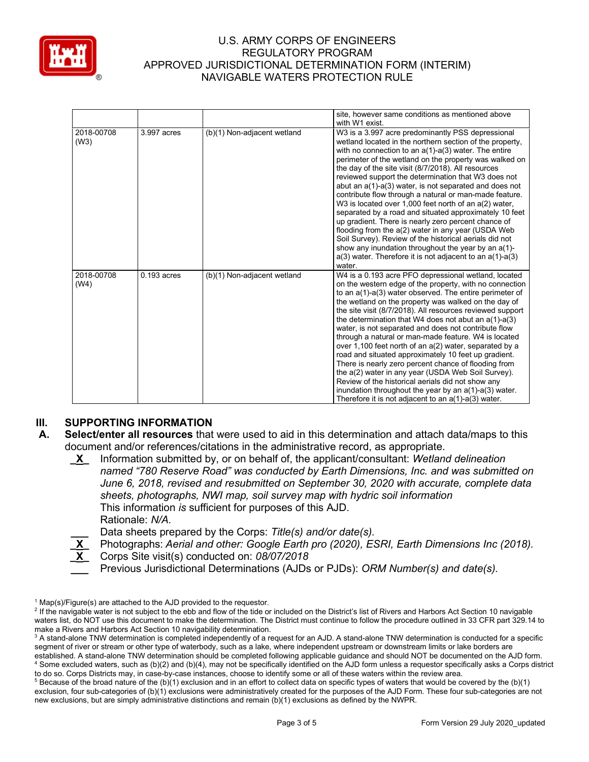| | | | site, however same conditions as mentioned above with W1 exist. |
|---|---|---|---|
| 2018-00708 (W3) | 3.997 acres | (b)(1) Non-adjacent wetland | W3 is a 3.997 acre predominantly PSS depressional wetland located in the northern section of the property, with no connection to an a(1)-a(3) water. The entire perimeter of the wetland on the property was walked on the day of the site visit (8/7/2018). All resources reviewed support the determination that W3 does not abut an a(1)-a(3) water, is not separated and does not contribute flow through a natural or man-made feature. W3 is located over 1,000 feet north of an a(2) water, separated by a road and situated approximately 10 feet up gradient. There is nearly zero percent chance of flooding from the a(2) water in any year (USDA Web Soil Survey). Review of the historical aerials did not show any inundation throughout the year by an a(1)-a(3) water. Therefore it is not adjacent to an a(1)-a(3) water. |
| 2018-00708 (W4) | 0.193 acres | (b)(1) Non-adjacent wetland | W4 is a 0.193 acre PFO depressional wetland, located on the western edge of the property, with no connection to an a(1)-a(3) water observed. The entire perimeter of the wetland on the property was walked on the day of the site visit (8/7/2018). All resources reviewed support the determination that W4 does not abut an a(1)-a(3) water, is not separated and does not contribute flow through a natural or man-made feature. W4 is located over 1,100 feet north of an a(2) water, separated by a road and situated approximately 10 feet up gradient. There is nearly zero percent chance of flooding from the a(2) water in any year (USDA Web Soil Survey). Review of the historical aerials did not show any inundation throughout the year by an a(1)-a(3) water. Therefore it is not adjacent to an a(1)-a(3) water. |

## III. SUPPORTING INFORMATION

**A. Select/enter all resources** that used to aid in this determination and attach data/maps to this document and/or references/citations in the administrative record, as appropriate.

\_X\_ Information submitted by, or on behalf of, the applicant/consultant: *Wetland delineation named "780 Reserve Road" was conducted by Earth Dimensions, Inc. and was submitted on June 6, 2018, revised and resubmitted on September 30, 2020 with accurate, complete data sheets, photographs, NWI map, soil survey map with hydric soil information*
This information *is* sufficient for purposes of this AJD.
Rationale: *N/A.*

\_\_\_ Data sheets prepared by the Corps: *Title(s) and/or date(s).*

\_X\_ Photographs: *Aerial and other: Google Earth pro (2020), ESRI, Earth Dimensions Inc (2018).*

\_X\_ Corps Site visit(s) conducted on: *08/07/2018*

\_\_\_ Previous Jurisdictional Determinations (AJDs or PJDs): *ORM Number(s) and date(s).*

---

[1] Map(s)/Figure(s) are attached to the AJD provided to the requestor.

[2] If the navigable water is not subject to the ebb and flow of the tide or included on the District's list of Rivers and Harbors Act Section 10 navigable waters list, do NOT use this document to make the determination. The District must continue to follow the procedure outlined in 33 CFR part 329.14 to make a Rivers and Harbors Act Section 10 navigability determination.

[3] A stand-alone TNW determination is completed independently of a request for an AJD. A stand-alone TNW determination is conducted for a specific segment of river or stream or other type of waterbody, such as a lake, where independent upstream or downstream limits or lake borders are established. A stand-alone TNW determination should be completed following applicable guidance and should NOT be documented on the AJD form.

[4] Some excluded waters, such as (b)(2) and (b)(4), may not be specifically identified on the AJD form unless a requestor specifically asks a Corps district to do so. Corps Districts may, in case-by-case instances, choose to identify some or all of these waters within the review area.

[5] Because of the broad nature of the (b)(1) exclusion and in an effort to collect data on specific types of waters that would be covered by the (b)(1) exclusion, four sub-categories of (b)(1) exclusions were administratively created for the purposes of the AJD Form. These four sub-categories are not new exclusions, but are simply administrative distinctions and remain (b)(1) exclusions as defined by the NWPR.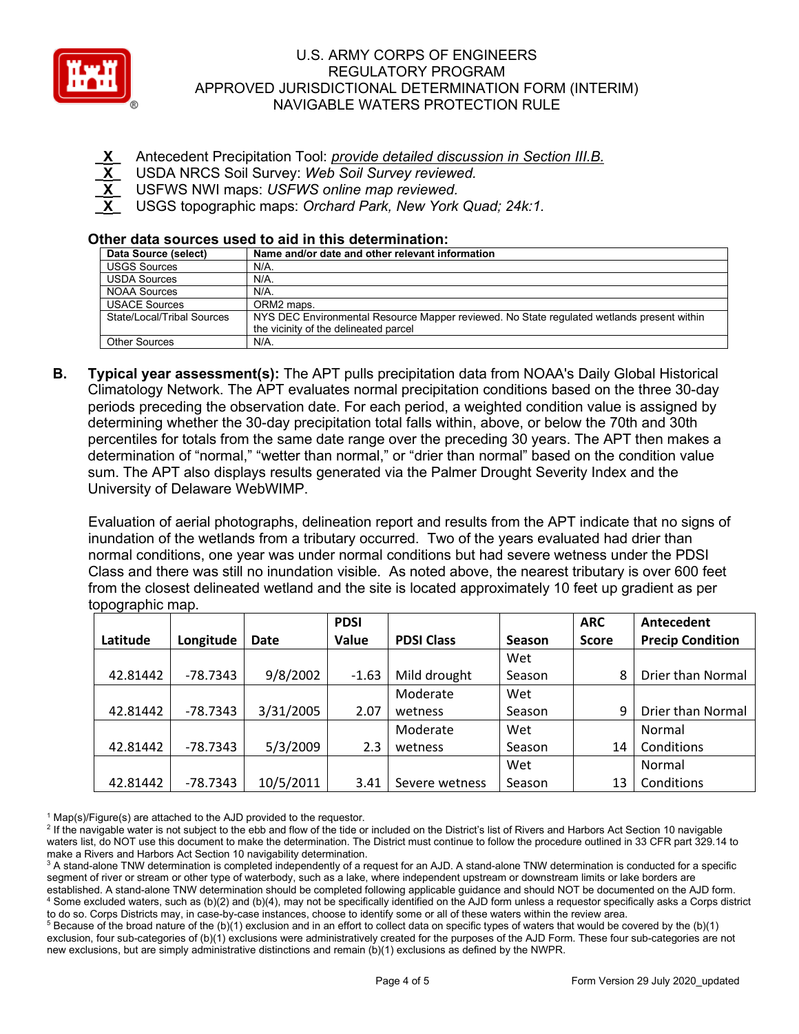**\_X\_** Antecedent Precipitation Tool: *provide detailed discussion in Section III.B.*
**\_X\_** USDA NRCS Soil Survey: *Web Soil Survey reviewed.*
**\_X\_** USFWS NWI maps: *USFWS online map reviewed.*
**\_X\_** USGS topographic maps: *Orchard Park, New York Quad; 24k:1.*

### Other data sources used to aid in this determination:

| Data Source (select) | Name and/or date and other relevant information |
|---|---|
| USGS Sources | N/A. |
| USDA Sources | N/A. |
| NOAA Sources | N/A. |
| USACE Sources | ORM2 maps. |
| State/Local/Tribal Sources | NYS DEC Environmental Resource Mapper reviewed. No State regulated wetlands present within the vicinity of the delineated parcel |
| Other Sources | N/A. |

**B. Typical year assessment(s):** The APT pulls precipitation data from NOAA's Daily Global Historical Climatology Network. The APT evaluates normal precipitation conditions based on the three 30-day periods preceding the observation date. For each period, a weighted condition value is assigned by determining whether the 30-day precipitation total falls within, above, or below the 70th and 30th percentiles for totals from the same date range over the preceding 30 years. The APT then makes a determination of "normal," "wetter than normal," or "drier than normal" based on the condition value sum. The APT also displays results generated via the Palmer Drought Severity Index and the University of Delaware WebWIMP.

Evaluation of aerial photographs, delineation report and results from the APT indicate that no signs of inundation of the wetlands from a tributary occurred. Two of the years evaluated had drier than normal conditions, one year was under normal conditions but had severe wetness under the PDSI Class and there was still no inundation visible. As noted above, the nearest tributary is over 600 feet from the closest delineated wetland and the site is located approximately 10 feet up gradient as per topographic map.

| Latitude | Longitude | Date | PDSI Value | PDSI Class | Season | ARC Score | Antecedent Precip Condition |
|---|---|---|---|---|---|---|---|
| 42.81442 | -78.7343 | 9/8/2002 | -1.63 | Mild drought | Wet Season | 8 | Drier than Normal |
| 42.81442 | -78.7343 | 3/31/2005 | 2.07 | Moderate wetness | Wet Season | 9 | Drier than Normal |
| 42.81442 | -78.7343 | 5/3/2009 | 2.3 | Moderate wetness | Wet Season | 14 | Normal Conditions |
| 42.81442 | -78.7343 | 10/5/2011 | 3.41 | Severe wetness | Wet Season | 13 | Normal Conditions |

[1] Map(s)/Figure(s) are attached to the AJD provided to the requestor.
[2] If the navigable water is not subject to the ebb and flow of the tide or included on the District's list of Rivers and Harbors Act Section 10 navigable waters list, do NOT use this document to make the determination. The District must continue to follow the procedure outlined in 33 CFR part 329.14 to make a Rivers and Harbors Act Section 10 navigability determination.
[3] A stand-alone TNW determination is completed independently of a request for an AJD. A stand-alone TNW determination is conducted for a specific segment of river or stream or other type of waterbody, such as a lake, where independent upstream or downstream limits or lake borders are established. A stand-alone TNW determination should be completed following applicable guidance and should NOT be documented on the AJD form.
[4] Some excluded waters, such as (b)(2) and (b)(4), may not be specifically identified on the AJD form unless a requestor specifically asks a Corps district to do so. Corps Districts may, in case-by-case instances, choose to identify some or all of these waters within the review area.
[5] Because of the broad nature of the (b)(1) exclusion and in an effort to collect data on specific types of waters that would be covered by the (b)(1) exclusion, four sub-categories of (b)(1) exclusions were administratively created for the purposes of the AJD Form. These four sub-categories are not new exclusions, but are simply administrative distinctions and remain (b)(1) exclusions as defined by the NWPR.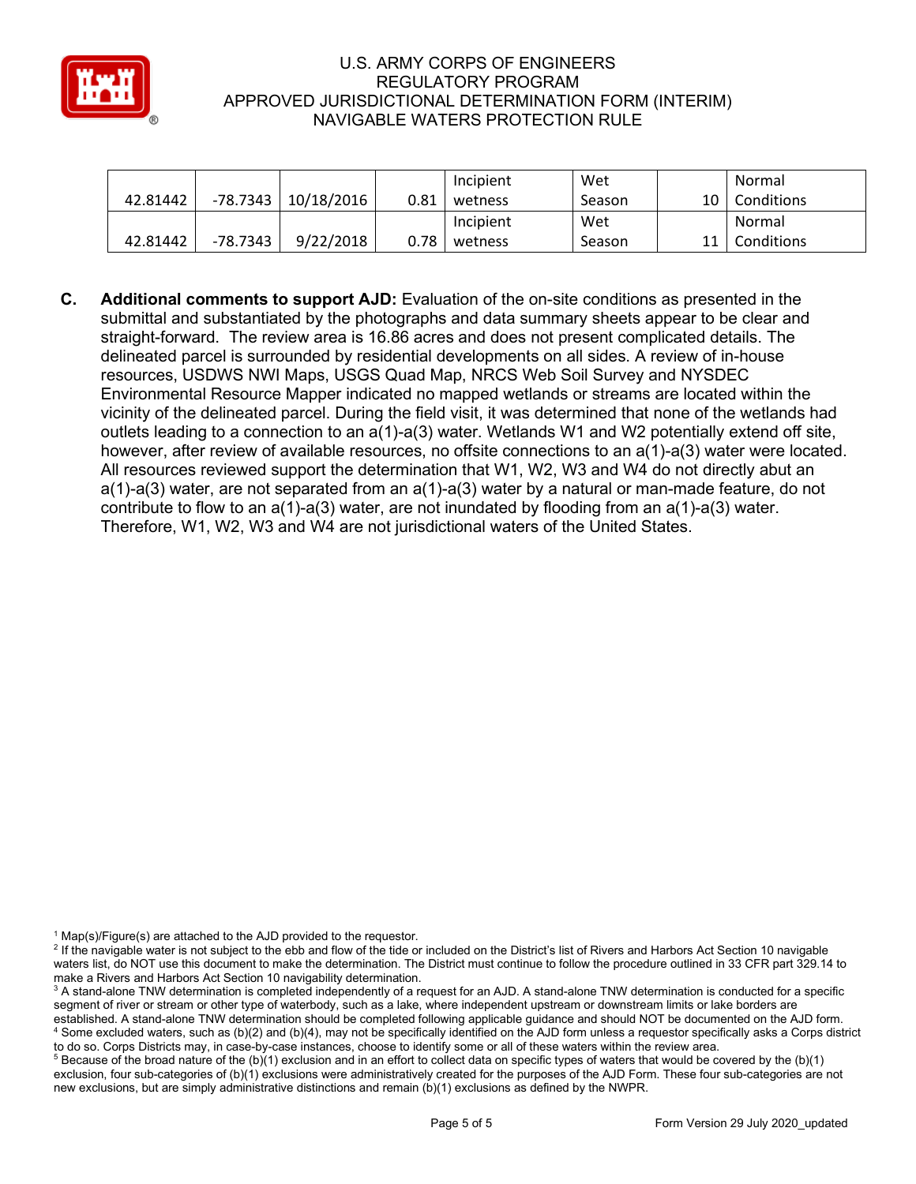| | | | | | | | |
|---|---|---|---|---|---|---|---|
| 42.81442 | -78.7343 | 10/18/2016 | 0.81 | Incipient wetness | Wet Season | 10 | Normal Conditions |
| 42.81442 | -78.7343 | 9/22/2018 | 0.78 | Incipient wetness | Wet Season | 11 | Normal Conditions |

**C. Additional comments to support AJD:** Evaluation of the on-site conditions as presented in the submittal and substantiated by the photographs and data summary sheets appear to be clear and straight-forward. The review area is 16.86 acres and does not present complicated details. The delineated parcel is surrounded by residential developments on all sides. A review of in-house resources, USDWS NWI Maps, USGS Quad Map, NRCS Web Soil Survey and NYSDEC Environmental Resource Mapper indicated no mapped wetlands or streams are located within the vicinity of the delineated parcel. During the field visit, it was determined that none of the wetlands had outlets leading to a connection to an a(1)-a(3) water. Wetlands W1 and W2 potentially extend off site, however, after review of available resources, no offsite connections to an a(1)-a(3) water were located. All resources reviewed support the determination that W1, W2, W3 and W4 do not directly abut an a(1)-a(3) water, are not separated from an a(1)-a(3) water by a natural or man-made feature, do not contribute to flow to an a(1)-a(3) water, are not inundated by flooding from an a(1)-a(3) water. Therefore, W1, W2, W3 and W4 are not jurisdictional waters of the United States.

[1] Map(s)/Figure(s) are attached to the AJD provided to the requestor.

[2] If the navigable water is not subject to the ebb and flow of the tide or included on the District's list of Rivers and Harbors Act Section 10 navigable waters list, do NOT use this document to make the determination. The District must continue to follow the procedure outlined in 33 CFR part 329.14 to make a Rivers and Harbors Act Section 10 navigability determination.

[3] A stand-alone TNW determination is completed independently of a request for an AJD. A stand-alone TNW determination is conducted for a specific segment of river or stream or other type of waterbody, such as a lake, where independent upstream or downstream limits or lake borders are established. A stand-alone TNW determination should be completed following applicable guidance and should NOT be documented on the AJD form.

[4] Some excluded waters, such as (b)(2) and (b)(4), may not be specifically identified on the AJD form unless a requestor specifically asks a Corps district to do so. Corps Districts may, in case-by-case instances, choose to identify some or all of these waters within the review area.

[5] Because of the broad nature of the (b)(1) exclusion and in an effort to collect data on specific types of waters that would be covered by the (b)(1) exclusion, four sub-categories of (b)(1) exclusions were administratively created for the purposes of the AJD Form. These four sub-categories are not new exclusions, but are simply administrative distinctions and remain (b)(1) exclusions as defined by the NWPR.